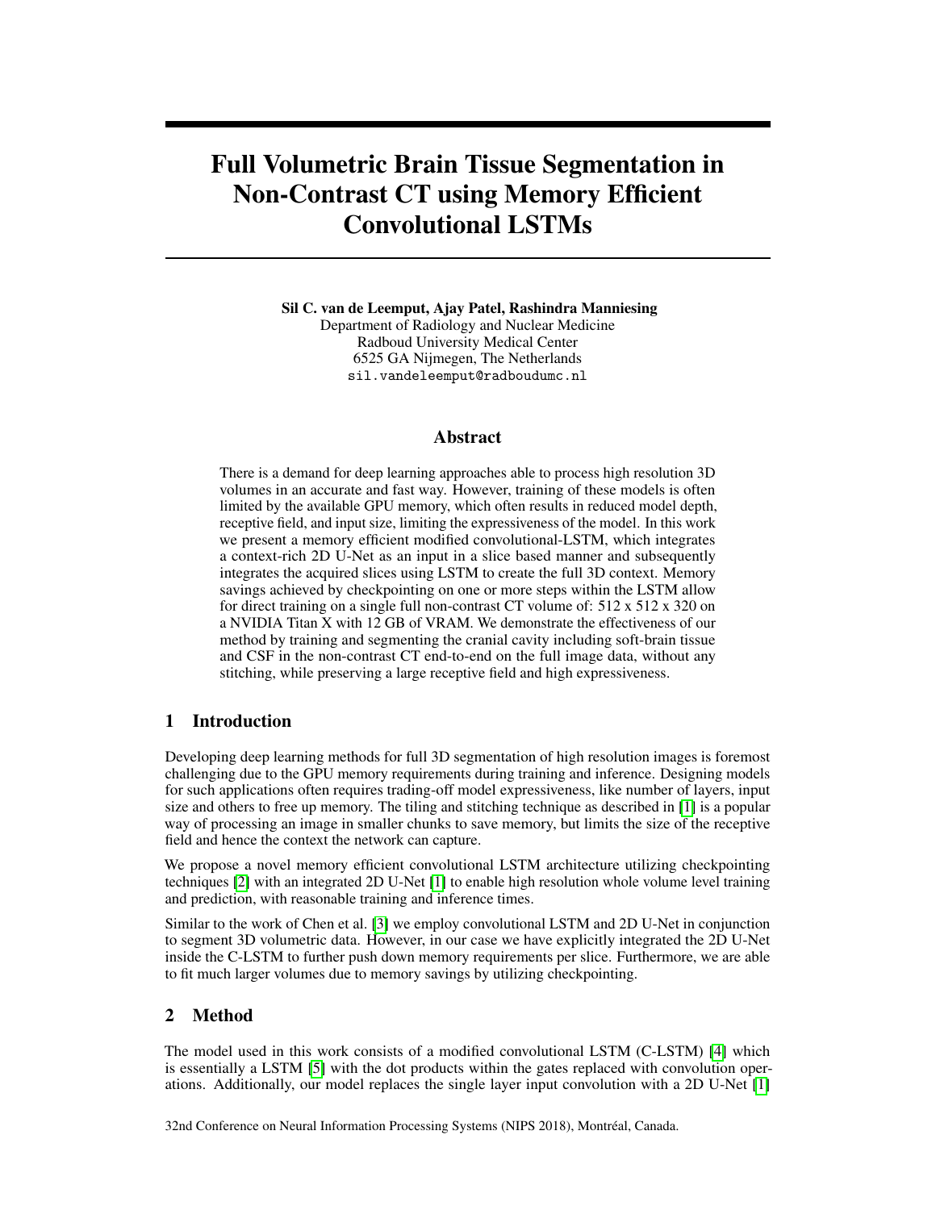# Full Volumetric Brain Tissue Segmentation in Non-Contrast CT using Memory Efficient Convolutional LSTMs

**Sil C. van de Leemput, Ajay Patel, Rashindra Manniesing**
Department of Radiology and Nuclear Medicine
Radboud University Medical Center
6525 GA Nijmegen, The Netherlands
`sil.vandeleemput@radboudumc.nl`

## Abstract

There is a demand for deep learning approaches able to process high resolution 3D volumes in an accurate and fast way. However, training of these models is often limited by the available GPU memory, which often results in reduced model depth, receptive field, and input size, limiting the expressiveness of the model. In this work we present a memory efficient modified convolutional-LSTM, which integrates a context-rich 2D U-Net as an input in a slice based manner and subsequently integrates the acquired slices using LSTM to create the full 3D context. Memory savings achieved by checkpointing on one or more steps within the LSTM allow for direct training on a single full non-contrast CT volume of: 512 x 512 x 320 on a NVIDIA Titan X with 12 GB of VRAM. We demonstrate the effectiveness of our method by training and segmenting the cranial cavity including soft-brain tissue and CSF in the non-contrast CT end-to-end on the full image data, without any stitching, while preserving a large receptive field and high expressiveness.

## 1 Introduction

Developing deep learning methods for full 3D segmentation of high resolution images is foremost challenging due to the GPU memory requirements during training and inference. Designing models for such applications often requires trading-off model expressiveness, like number of layers, input size and others to free up memory. The tiling and stitching technique as described in [1] is a popular way of processing an image in smaller chunks to save memory, but limits the size of the receptive field and hence the context the network can capture.

We propose a novel memory efficient convolutional LSTM architecture utilizing checkpointing techniques [2] with an integrated 2D U-Net [1] to enable high resolution whole volume level training and prediction, with reasonable training and inference times.

Similar to the work of Chen et al. [3] we employ convolutional LSTM and 2D U-Net in conjunction to segment 3D volumetric data. However, in our case we have explicitly integrated the 2D U-Net inside the C-LSTM to further push down memory requirements per slice. Furthermore, we are able to fit much larger volumes due to memory savings by utilizing checkpointing.

## 2 Method

The model used in this work consists of a modified convolutional LSTM (C-LSTM) [4] which is essentially a LSTM [5] with the dot products within the gates replaced with convolution operations. Additionally, our model replaces the single layer input convolution with a 2D U-Net [1]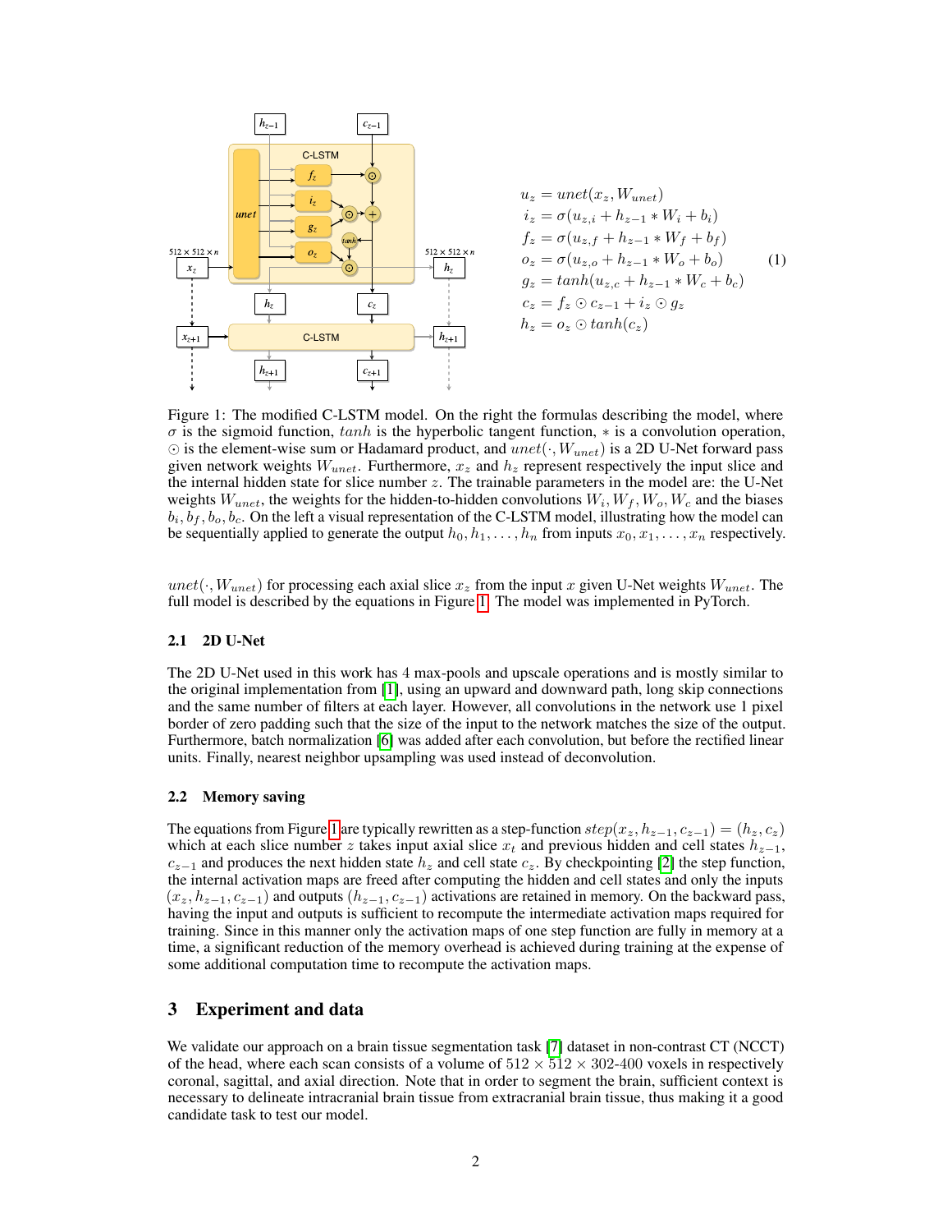$$
\begin{aligned}
u_z &= unet(x_z, W_{unet}) \\
i_z &= \sigma(u_{z,i} + h_{z-1} * W_i + b_i) \\
f_z &= \sigma(u_{z,f} + h_{z-1} * W_f + b_f) \\
o_z &= \sigma(u_{z,o} + h_{z-1} * W_o + b_o) \\
g_z &= tanh(u_{z,c} + h_{z-1} * W_c + b_c) \\
c_z &= f_z \odot c_{z-1} + i_z \odot g_z \\
h_z &= o_z \odot tanh(c_z)
\end{aligned} \tag{1}
$$

Figure 1: The modified C-LSTM model. On the right the formulas describing the model, where $\sigma$ is the sigmoid function, $tanh$ is the hyperbolic tangent function, $*$ is a convolution operation, $\odot$ is the element-wise sum or Hadamard product, and $unet(\cdot, W_{unet})$ is a 2D U-Net forward pass given network weights $W_{unet}$. Furthermore, $x_z$ and $h_z$ represent respectively the input slice and the internal hidden state for slice number $z$. The trainable parameters in the model are: the U-Net weights $W_{unet}$, the weights for the hidden-to-hidden convolutions $W_i, W_f, W_o, W_c$ and the biases $b_i, b_f, b_o, b_c$. On the left a visual representation of the C-LSTM model, illustrating how the model can be sequentially applied to generate the output $h_0, h_1, \ldots, h_n$ from inputs $x_0, x_1, \ldots, x_n$ respectively.

$unet(\cdot, W_{unet})$ for processing each axial slice $x_z$ from the input $x$ given U-Net weights $W_{unet}$. The full model is described by the equations in Figure 1. The model was implemented in PyTorch.

### 2.1 2D U-Net

The 2D U-Net used in this work has 4 max-pools and upscale operations and is mostly similar to the original implementation from [1], using an upward and downward path, long skip connections and the same number of filters at each layer. However, all convolutions in the network use 1 pixel border of zero padding such that the size of the input to the network matches the size of the output. Furthermore, batch normalization [6] was added after each convolution, but before the rectified linear units. Finally, nearest neighbor upsampling was used instead of deconvolution.

### 2.2 Memory saving

The equations from Figure 1 are typically rewritten as a step-function $step(x_z, h_{z-1}, c_{z-1}) = (h_z, c_z)$ which at each slice number $z$ takes input axial slice $x_t$ and previous hidden and cell states $h_{z-1}$, $c_{z-1}$ and produces the next hidden state $h_z$ and cell state $c_z$. By checkpointing [2] the step function, the internal activation maps are freed after computing the hidden and cell states and only the inputs $(x_z, h_{z-1}, c_{z-1})$ and outputs $(h_{z-1}, c_{z-1})$ activations are retained in memory. On the backward pass, having the input and outputs is sufficient to recompute the intermediate activation maps required for training. Since in this manner only the activation maps of one step function are fully in memory at a time, a significant reduction of the memory overhead is achieved during training at the expense of some additional computation time to recompute the activation maps.

## 3 Experiment and data

We validate our approach on a brain tissue segmentation task [7] dataset in non-contrast CT (NCCT) of the head, where each scan consists of a volume of $512 \times 512 \times$ 302-400 voxels in respectively coronal, sagittal, and axial direction. Note that in order to segment the brain, sufficient context is necessary to delineate intracranial brain tissue from extracranial brain tissue, thus making it a good candidate task to test our model.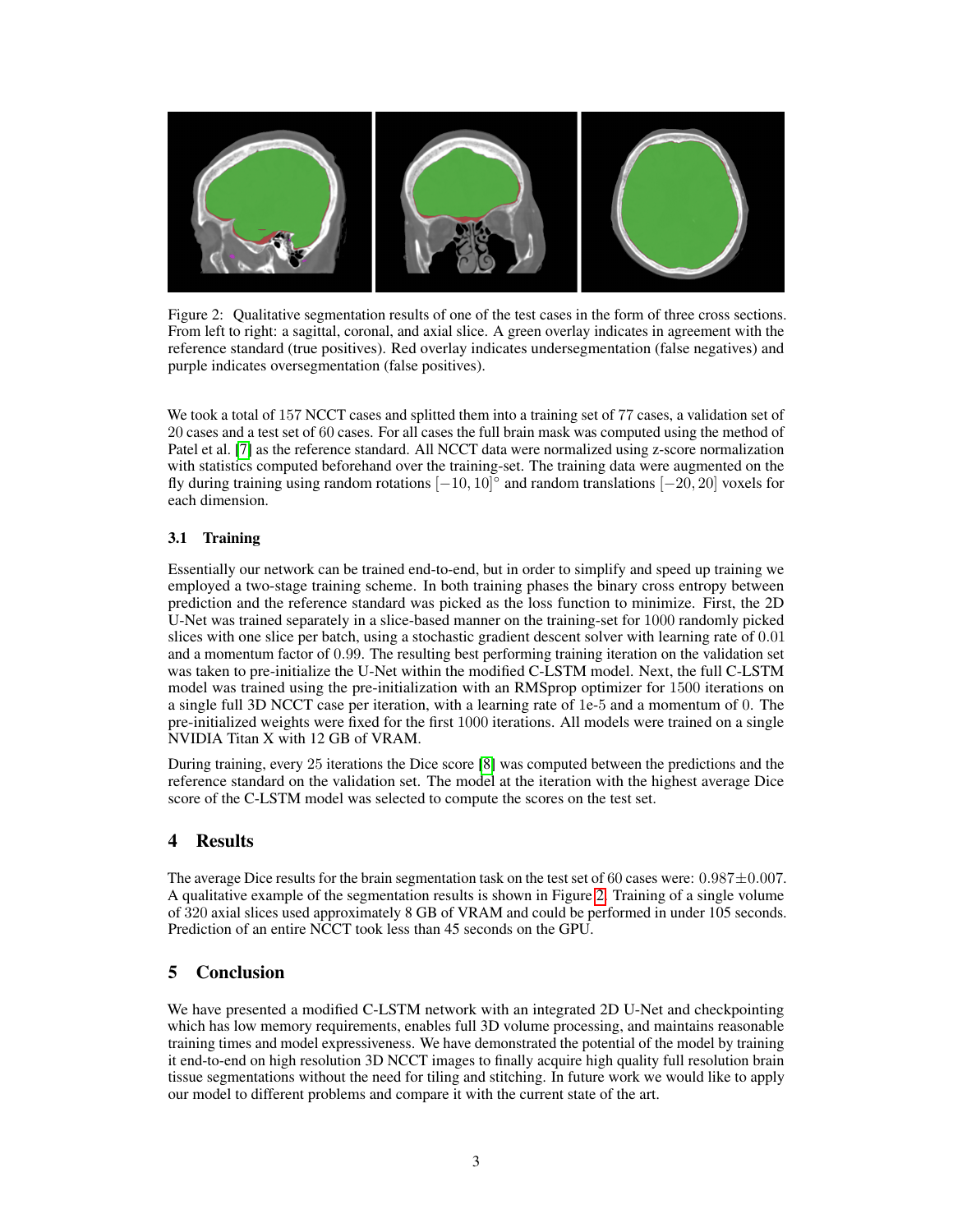Figure 2: Qualitative segmentation results of one of the test cases in the form of three cross sections. From left to right: a sagittal, coronal, and axial slice. A green overlay indicates in agreement with the reference standard (true positives). Red overlay indicates undersegmentation (false negatives) and purple indicates oversegmentation (false positives).

We took a total of 157 NCCT cases and splitted them into a training set of 77 cases, a validation set of 20 cases and a test set of 60 cases. For all cases the full brain mask was computed using the method of Patel et al. [7] as the reference standard. All NCCT data were normalized using z-score normalization with statistics computed beforehand over the training-set. The training data were augmented on the fly during training using random rotations $[-10, 10]^{\circ}$ and random translations $[-20, 20]$ voxels for each dimension.

### 3.1 Training

Essentially our network can be trained end-to-end, but in order to simplify and speed up training we employed a two-stage training scheme. In both training phases the binary cross entropy between prediction and the reference standard was picked as the loss function to minimize. First, the 2D U-Net was trained separately in a slice-based manner on the training-set for 1000 randomly picked slices with one slice per batch, using a stochastic gradient descent solver with learning rate of 0.01 and a momentum factor of 0.99. The resulting best performing training iteration on the validation set was taken to pre-initialize the U-Net within the modified C-LSTM model. Next, the full C-LSTM model was trained using the pre-initialization with an RMSprop optimizer for 1500 iterations on a single full 3D NCCT case per iteration, with a learning rate of 1e-5 and a momentum of 0. The pre-initialized weights were fixed for the first 1000 iterations. All models were trained on a single NVIDIA Titan X with 12 GB of VRAM.

During training, every 25 iterations the Dice score [8] was computed between the predictions and the reference standard on the validation set. The model at the iteration with the highest average Dice score of the C-LSTM model was selected to compute the scores on the test set.

## 4 Results

The average Dice results for the brain segmentation task on the test set of 60 cases were: $0.987 \pm 0.007$. A qualitative example of the segmentation results is shown in Figure 2. Training of a single volume of 320 axial slices used approximately 8 GB of VRAM and could be performed in under 105 seconds. Prediction of an entire NCCT took less than 45 seconds on the GPU.

## 5 Conclusion

We have presented a modified C-LSTM network with an integrated 2D U-Net and checkpointing which has low memory requirements, enables full 3D volume processing, and maintains reasonable training times and model expressiveness. We have demonstrated the potential of the model by training it end-to-end on high resolution 3D NCCT images to finally acquire high quality full resolution brain tissue segmentations without the need for tiling and stitching. In future work we would like to apply our model to different problems and compare it with the current state of the art.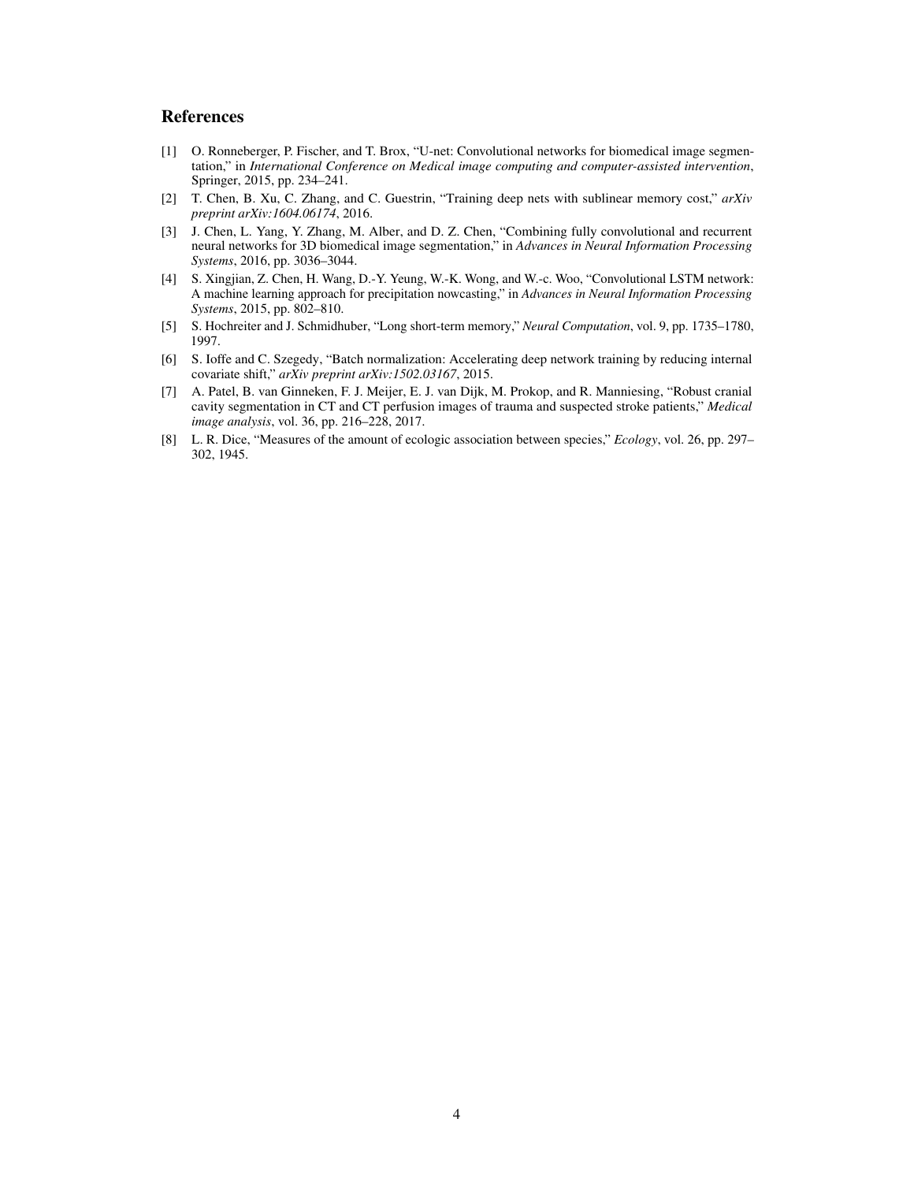## References

[1] O. Ronneberger, P. Fischer, and T. Brox, "U-net: Convolutional networks for biomedical image segmentation," in *International Conference on Medical image computing and computer-assisted intervention*, Springer, 2015, pp. 234–241.

[2] T. Chen, B. Xu, C. Zhang, and C. Guestrin, "Training deep nets with sublinear memory cost," *arXiv preprint arXiv:1604.06174*, 2016.

[3] J. Chen, L. Yang, Y. Zhang, M. Alber, and D. Z. Chen, "Combining fully convolutional and recurrent neural networks for 3D biomedical image segmentation," in *Advances in Neural Information Processing Systems*, 2016, pp. 3036–3044.

[4] S. Xingjian, Z. Chen, H. Wang, D.-Y. Yeung, W.-K. Wong, and W.-c. Woo, "Convolutional LSTM network: A machine learning approach for precipitation nowcasting," in *Advances in Neural Information Processing Systems*, 2015, pp. 802–810.

[5] S. Hochreiter and J. Schmidhuber, "Long short-term memory," *Neural Computation*, vol. 9, pp. 1735–1780, 1997.

[6] S. Ioffe and C. Szegedy, "Batch normalization: Accelerating deep network training by reducing internal covariate shift," *arXiv preprint arXiv:1502.03167*, 2015.

[7] A. Patel, B. van Ginneken, F. J. Meijer, E. J. van Dijk, M. Prokop, and R. Manniesing, "Robust cranial cavity segmentation in CT and CT perfusion images of trauma and suspected stroke patients," *Medical image analysis*, vol. 36, pp. 216–228, 2017.

[8] L. R. Dice, "Measures of the amount of ecologic association between species," *Ecology*, vol. 26, pp. 297–302, 1945.